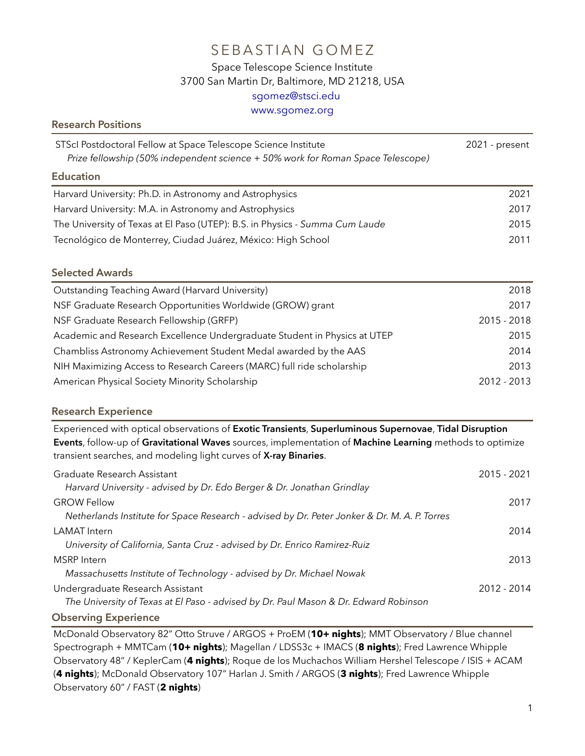# SEBASTIAN GOMEZ

Space Telescope Science Institute
3700 San Martin Dr, Baltimore, MD 21218, USA
sgomez@stsci.edu
www.sgomez.org

## Research Positions

| | |
|---|---|
| STScI Postdoctoral Fellow at Space Telescope Science Institute<br>*Prize fellowship (50% independent science + 50% work for Roman Space Telescope)* | 2021 - present |

## Education

| | |
|---|---|
| Harvard University: Ph.D. in Astronomy and Astrophysics | 2021 |
| Harvard University: M.A. in Astronomy and Astrophysics | 2017 |
| The University of Texas at El Paso (UTEP): B.S. in Physics - *Summa Cum Laude* | 2015 |
| Tecnológico de Monterrey, Ciudad Juárez, México: High School | 2011 |

## Selected Awards

| | |
|---|---|
| Outstanding Teaching Award (Harvard University) | 2018 |
| NSF Graduate Research Opportunities Worldwide (GROW) grant | 2017 |
| NSF Graduate Research Fellowship (GRFP) | 2015 - 2018 |
| Academic and Research Excellence Undergraduate Student in Physics at UTEP | 2015 |
| Chambliss Astronomy Achievement Student Medal awarded by the AAS | 2014 |
| NIH Maximizing Access to Research Careers (MARC) full ride scholarship | 2013 |
| American Physical Society Minority Scholarship | 2012 - 2013 |

## Research Experience

Experienced with optical observations of **Exotic Transients**, **Superluminous Supernovae**, **Tidal Disruption Events**, follow-up of **Gravitational Waves** sources, implementation of **Machine Learning** methods to optimize transient searches, and modeling light curves of **X-ray Binaries**.

| | |
|---|---|
| Graduate Research Assistant<br>*Harvard University - advised by Dr. Edo Berger & Dr. Jonathan Grindlay* | 2015 - 2021 |
| GROW Fellow<br>*Netherlands Institute for Space Research - advised by Dr. Peter Jonker & Dr. M. A. P. Torres* | 2017 |
| LAMAT Intern<br>*University of California, Santa Cruz - advised by Dr. Enrico Ramirez-Ruiz* | 2014 |
| MSRP Intern<br>*Massachusetts Institute of Technology - advised by Dr. Michael Nowak* | 2013 |
| Undergraduate Research Assistant<br>*The University of Texas at El Paso - advised by Dr. Paul Mason & Dr. Edward Robinson* | 2012 - 2014 |

## Observing Experience

McDonald Observatory 82" Otto Struve / ARGOS + ProEM (**10+ nights**); MMT Observatory / Blue channel Spectrograph + MMTCam (**10+ nights**); Magellan / LDSS3c + IMACS (**8 nights**); Fred Lawrence Whipple Observatory 48" / KeplerCam (**4 nights**); Roque de los Muchachos William Hershel Telescope / ISIS + ACAM (**4 nights**); McDonald Observatory 107" Harlan J. Smith / ARGOS (**3 nights**); Fred Lawrence Whipple Observatory 60" / FAST (**2 nights**)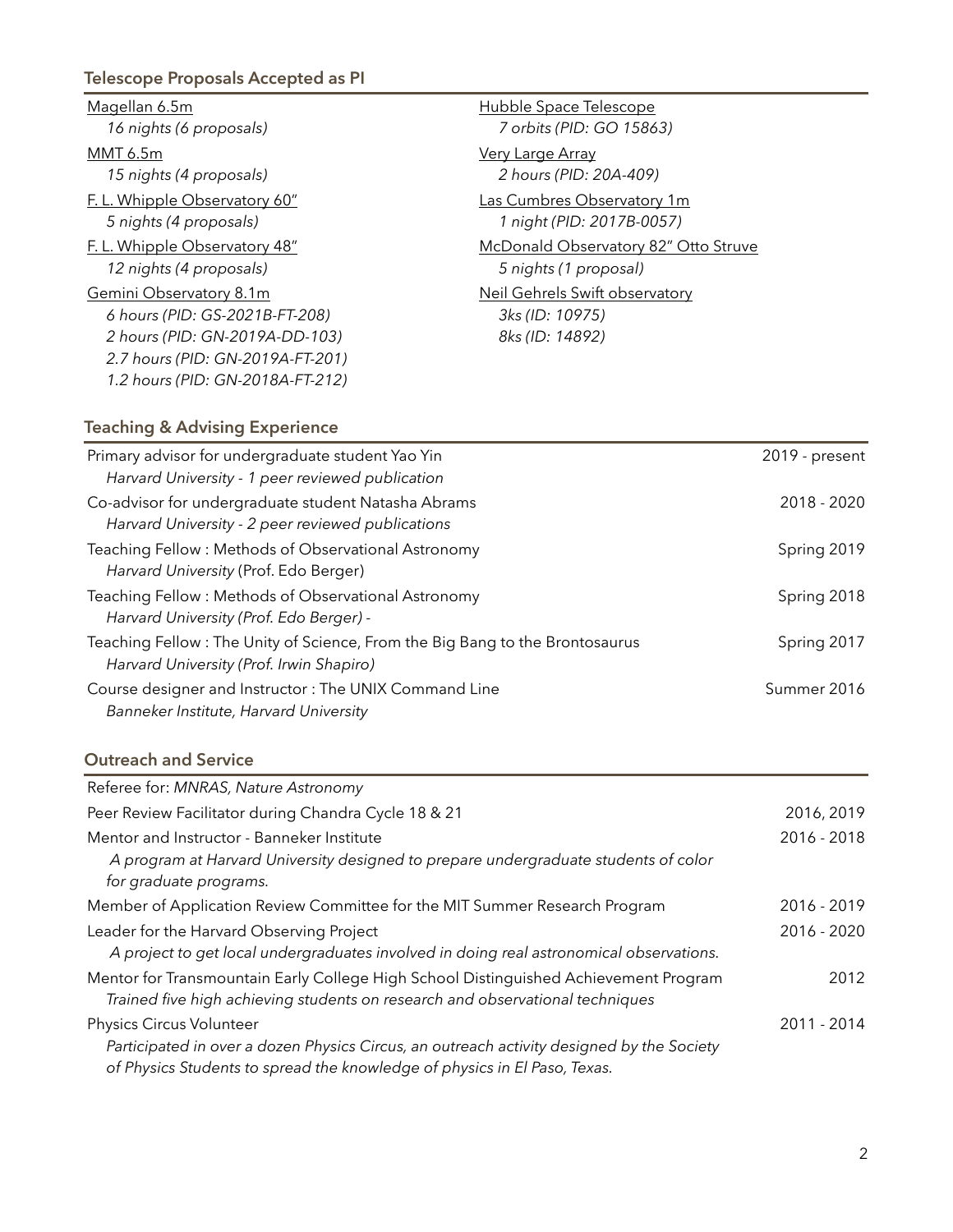## Telescope Proposals Accepted as PI

Magellan 6.5m
*16 nights (6 proposals)*

MMT 6.5m
*15 nights (4 proposals)*

F. L. Whipple Observatory 60"
*5 nights (4 proposals)*

F. L. Whipple Observatory 48"
*12 nights (4 proposals)*

Gemini Observatory 8.1m
*6 hours (PID: GS-2021B-FT-208)*
*2 hours (PID: GN-2019A-DD-103)*
*2.7 hours (PID: GN-2019A-FT-201)*
*1.2 hours (PID: GN-2018A-FT-212)*

Hubble Space Telescope
*7 orbits (PID: GO 15863)*

Very Large Array
*2 hours (PID: 20A-409)*

Las Cumbres Observatory 1m
*1 night (PID: 2017B-0057)*

McDonald Observatory 82" Otto Struve
*5 nights (1 proposal)*

Neil Gehrels Swift observatory
*3ks (ID: 10975)*
*8ks (ID: 14892)*

## Teaching & Advising Experience

Primary advisor for undergraduate student Yao Yin — 2019 - present
*Harvard University - 1 peer reviewed publication*

Co-advisor for undergraduate student Natasha Abrams — 2018 - 2020
*Harvard University - 2 peer reviewed publications*

Teaching Fellow : Methods of Observational Astronomy — Spring 2019
*Harvard University* (Prof. Edo Berger)

Teaching Fellow : Methods of Observational Astronomy — Spring 2018
*Harvard University (Prof. Edo Berger) -*

Teaching Fellow : The Unity of Science, From the Big Bang to the Brontosaurus — Spring 2017
*Harvard University (Prof. Irwin Shapiro)*

Course designer and Instructor : The UNIX Command Line — Summer 2016
*Banneker Institute, Harvard University*

## Outreach and Service

Referee for: *MNRAS, Nature Astronomy*

Peer Review Facilitator during Chandra Cycle 18 & 21 — 2016, 2019

Mentor and Instructor - Banneker Institute — 2016 - 2018
*A program at Harvard University designed to prepare undergraduate students of color for graduate programs.*

Member of Application Review Committee for the MIT Summer Research Program — 2016 - 2019

Leader for the Harvard Observing Project — 2016 - 2020
*A project to get local undergraduates involved in doing real astronomical observations.*

Mentor for Transmountain Early College High School Distinguished Achievement Program — 2012
*Trained five high achieving students on research and observational techniques*

Physics Circus Volunteer — 2011 - 2014
*Participated in over a dozen Physics Circus, an outreach activity designed by the Society of Physics Students to spread the knowledge of physics in El Paso, Texas.*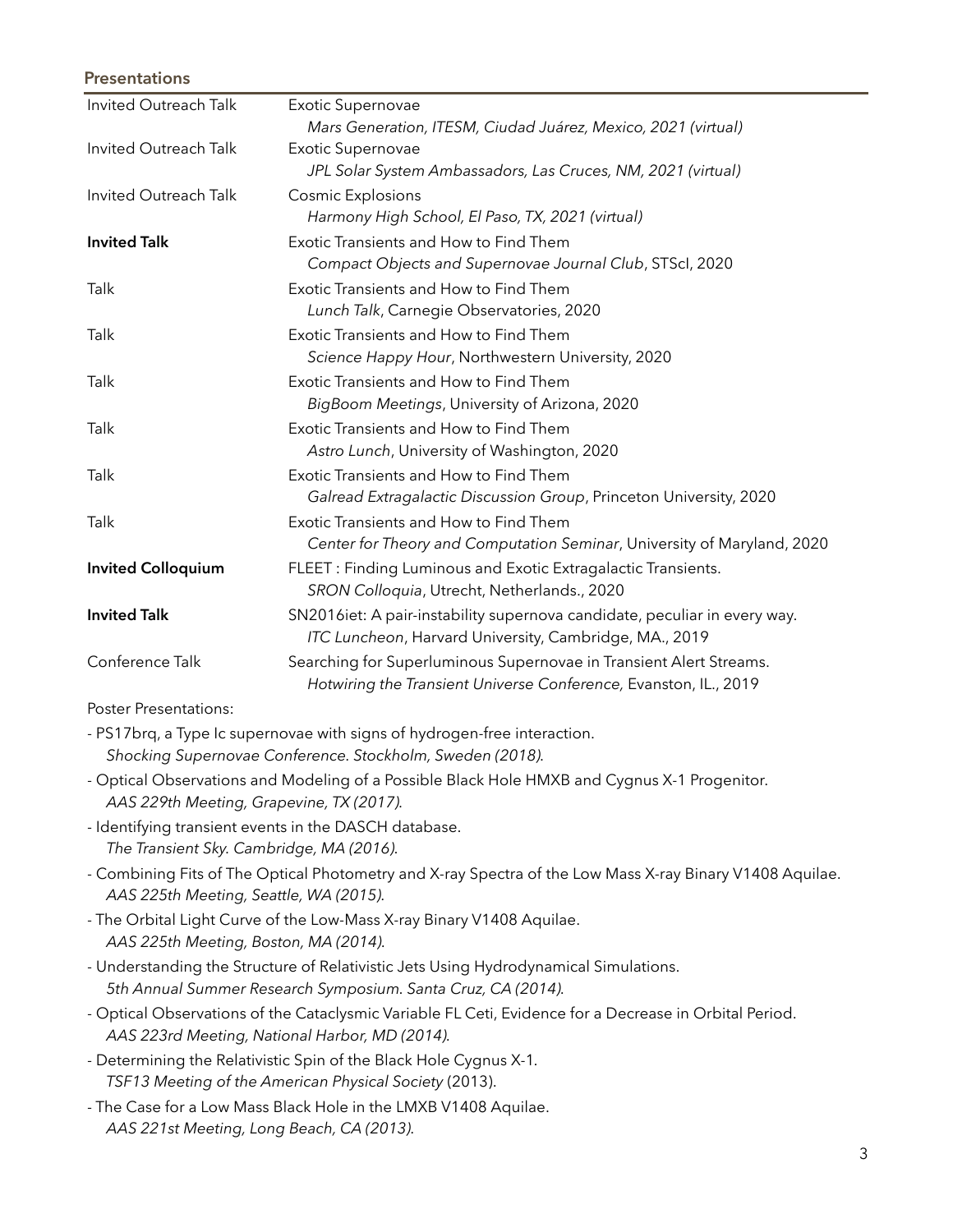## Presentations

| | |
|---|---|
| Invited Outreach Talk | Exotic Supernovae<br>*Mars Generation, ITESM, Ciudad Juárez, Mexico, 2021 (virtual)* |
| Invited Outreach Talk | Exotic Supernovae<br>*JPL Solar System Ambassadors, Las Cruces, NM, 2021 (virtual)* |
| Invited Outreach Talk | Cosmic Explosions<br>*Harmony High School, El Paso, TX, 2021 (virtual)* |
| **Invited Talk** | Exotic Transients and How to Find Them<br>*Compact Objects and Supernovae Journal Club*, STScI, 2020 |
| Talk | Exotic Transients and How to Find Them<br>*Lunch Talk*, Carnegie Observatories, 2020 |
| Talk | Exotic Transients and How to Find Them<br>*Science Happy Hour*, Northwestern University, 2020 |
| Talk | Exotic Transients and How to Find Them<br>*BigBoom Meetings*, University of Arizona, 2020 |
| Talk | Exotic Transients and How to Find Them<br>*Astro Lunch*, University of Washington, 2020 |
| Talk | Exotic Transients and How to Find Them<br>*Galread Extragalactic Discussion Group*, Princeton University, 2020 |
| Talk | Exotic Transients and How to Find Them<br>*Center for Theory and Computation Seminar*, University of Maryland, 2020 |
| **Invited Colloquium** | FLEET : Finding Luminous and Exotic Extragalactic Transients.<br>*SRON Colloquia*, Utrecht, Netherlands., 2020 |
| **Invited Talk** | SN2016iet: A pair-instability supernova candidate, peculiar in every way.<br>*ITC Luncheon*, Harvard University, Cambridge, MA., 2019 |
| Conference Talk | Searching for Superluminous Supernovae in Transient Alert Streams.<br>*Hotwiring the Transient Universe Conference,* Evanston, IL., 2019 |

Poster Presentations:

- PS17brq, a Type Ic supernovae with signs of hydrogen-free interaction.
  *Shocking Supernovae Conference. Stockholm, Sweden (2018).*
- Optical Observations and Modeling of a Possible Black Hole HMXB and Cygnus X-1 Progenitor.
  *AAS 229th Meeting, Grapevine, TX (2017).*
- Identifying transient events in the DASCH database.
  *The Transient Sky. Cambridge, MA (2016).*
- Combining Fits of The Optical Photometry and X-ray Spectra of the Low Mass X-ray Binary V1408 Aquilae.
  *AAS 225th Meeting, Seattle, WA (2015).*
- The Orbital Light Curve of the Low-Mass X-ray Binary V1408 Aquilae.
  *AAS 225th Meeting, Boston, MA (2014).*
- Understanding the Structure of Relativistic Jets Using Hydrodynamical Simulations.
  *5th Annual Summer Research Symposium. Santa Cruz, CA (2014).*
- Optical Observations of the Cataclysmic Variable FL Ceti, Evidence for a Decrease in Orbital Period.
  *AAS 223rd Meeting, National Harbor, MD (2014).*
- Determining the Relativistic Spin of the Black Hole Cygnus X-1.
  *TSF13 Meeting of the American Physical Society* (2013).
- The Case for a Low Mass Black Hole in the LMXB V1408 Aquilae.
  *AAS 221st Meeting, Long Beach, CA (2013).*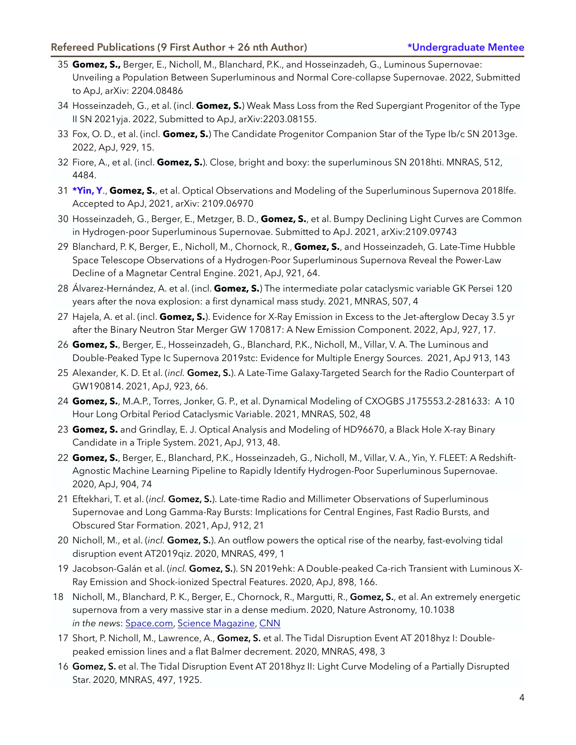## Refereed Publications (9 First Author + 26 nth Author) *Undergraduate Mentee

35 **Gomez, S.,** Berger, E., Nicholl, M., Blanchard, P.K., and Hosseinzadeh, G., Luminous Supernovae: Unveiling a Population Between Superluminous and Normal Core-collapse Supernovae. 2022, Submitted to ApJ, arXiv: 2204.08486

34 Hosseinzadeh, G., et al. (incl. **Gomez, S.**) Weak Mass Loss from the Red Supergiant Progenitor of the Type II SN 2021yja. 2022, Submitted to ApJ, arXiv:2203.08155.

33 Fox, O. D., et al. (incl. **Gomez, S.**) The Candidate Progenitor Companion Star of the Type Ib/c SN 2013ge. 2022, ApJ, 929, 15.

32 Fiore, A., et al. (incl. **Gomez, S.**). Close, bright and boxy: the superluminous SN 2018hti. MNRAS, 512, 4484.

31 ***Yin, Y.**, **Gomez, S.**, et al. Optical Observations and Modeling of the Superluminous Supernova 2018lfe. Accepted to ApJ, 2021, arXiv: 2109.06970

30 Hosseinzadeh, G., Berger, E., Metzger, B. D., **Gomez, S.**, et al. Bumpy Declining Light Curves are Common in Hydrogen-poor Superluminous Supernovae. Submitted to ApJ. 2021, arXiv:2109.09743

29 Blanchard, P. K, Berger, E., Nicholl, M., Chornock, R., **Gomez, S.**, and Hosseinzadeh, G. Late-Time Hubble Space Telescope Observations of a Hydrogen-Poor Superluminous Supernova Reveal the Power-Law Decline of a Magnetar Central Engine. 2021, ApJ, 921, 64.

28 Álvarez-Hernández, A. et al. (incl. **Gomez, S.**) The intermediate polar cataclysmic variable GK Persei 120 years after the nova explosion: a first dynamical mass study. 2021, MNRAS, 507, 4

27 Hajela, A. et al. (incl. **Gomez, S.**). Evidence for X-Ray Emission in Excess to the Jet-afterglow Decay 3.5 yr after the Binary Neutron Star Merger GW 170817: A New Emission Component. 2022, ApJ, 927, 17.

26 **Gomez, S.**, Berger, E., Hosseinzadeh, G., Blanchard, P.K., Nicholl, M., Villar, V. A. The Luminous and Double-Peaked Type Ic Supernova 2019stc: Evidence for Multiple Energy Sources. 2021, ApJ 913, 143

25 Alexander, K. D. Et al. (*incl.* **Gomez, S.**). A Late-Time Galaxy-Targeted Search for the Radio Counterpart of GW190814. 2021, ApJ, 923, 66.

24 **Gomez, S.**, M.A.P., Torres, Jonker, G. P., et al. Dynamical Modeling of CXOGBS J175553.2-281633: A 10 Hour Long Orbital Period Cataclysmic Variable. 2021, MNRAS, 502, 48

23 **Gomez, S.** and Grindlay, E. J. Optical Analysis and Modeling of HD96670, a Black Hole X-ray Binary Candidate in a Triple System. 2021, ApJ, 913, 48.

22 **Gomez, S.**, Berger, E., Blanchard, P.K., Hosseinzadeh, G., Nicholl, M., Villar, V. A., Yin, Y. FLEET: A Redshift-Agnostic Machine Learning Pipeline to Rapidly Identify Hydrogen-Poor Superluminous Supernovae. 2020, ApJ, 904, 74

21 Eftekhari, T. et al. (*incl.* **Gomez, S.**). Late-time Radio and Millimeter Observations of Superluminous Supernovae and Long Gamma-Ray Bursts: Implications for Central Engines, Fast Radio Bursts, and Obscured Star Formation. 2021, ApJ, 912, 21

20 Nicholl, M., et al. (*incl.* **Gomez, S.**). An outflow powers the optical rise of the nearby, fast-evolving tidal disruption event AT2019qiz. 2020, MNRAS, 499, 1

19 Jacobson-Galán et al. (*incl.* **Gomez, S.**). SN 2019ehk: A Double-peaked Ca-rich Transient with Luminous X-Ray Emission and Shock-ionized Spectral Features. 2020, ApJ, 898, 166.

18 Nicholl, M., Blanchard, P. K., Berger, E., Chornock, R., Margutti, R., **Gomez, S.**, et al. An extremely energetic supernova from a very massive star in a dense medium. 2020, Nature Astronomy, 10.1038
*in the news*: Space.com, Science Magazine, CNN

17 Short, P. Nicholl, M., Lawrence, A., **Gomez, S.** et al. The Tidal Disruption Event AT 2018hyz I: Double-peaked emission lines and a flat Balmer decrement. 2020, MNRAS, 498, 3

16 **Gomez, S.** et al. The Tidal Disruption Event AT 2018hyz II: Light Curve Modeling of a Partially Disrupted Star. 2020, MNRAS, 497, 1925.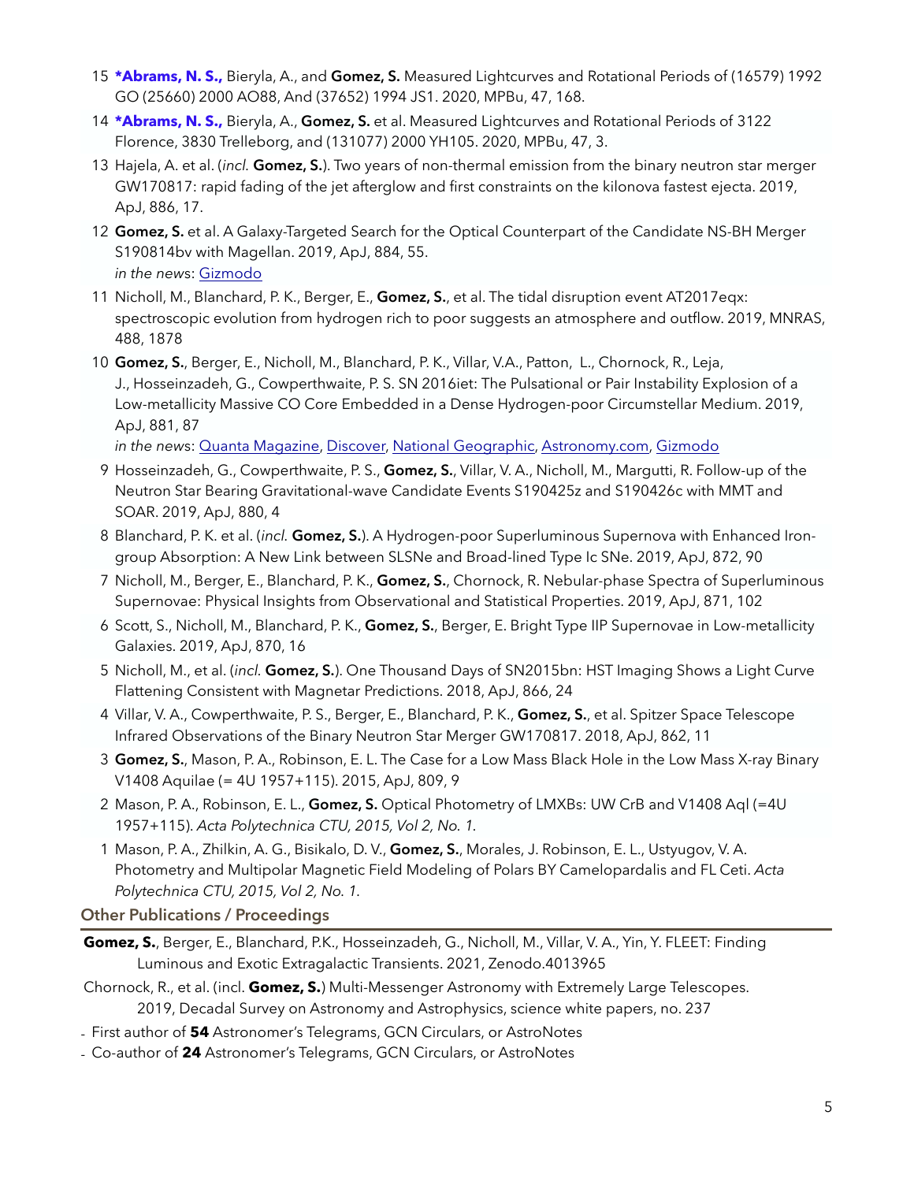15 **\*Abrams, N. S.,** Bieryla, A., and **Gomez, S.** Measured Lightcurves and Rotational Periods of (16579) 1992 GO (25660) 2000 AO88, And (37652) 1994 JS1. 2020, MPBu, 47, 168.

14 **\*Abrams, N. S.,** Bieryla, A., **Gomez, S.** et al. Measured Lightcurves and Rotational Periods of 3122 Florence, 3830 Trelleborg, and (131077) 2000 YH105. 2020, MPBu, 47, 3.

13 Hajela, A. et al. (*incl.* **Gomez, S.**). Two years of non-thermal emission from the binary neutron star merger GW170817: rapid fading of the jet afterglow and first constraints on the kilonova fastest ejecta. 2019, ApJ, 886, 17.

12 **Gomez, S.** et al. A Galaxy-Targeted Search for the Optical Counterpart of the Candidate NS-BH Merger S190814bv with Magellan. 2019, ApJ, 884, 55.
*in the news*: Gizmodo

11 Nicholl, M., Blanchard, P. K., Berger, E., **Gomez, S.**, et al. The tidal disruption event AT2017eqx: spectroscopic evolution from hydrogen rich to poor suggests an atmosphere and outflow. 2019, MNRAS, 488, 1878

10 **Gomez, S.**, Berger, E., Nicholl, M., Blanchard, P. K., Villar, V.A., Patton, L., Chornock, R., Leja, J., Hosseinzadeh, G., Cowperthwaite, P. S. SN 2016iet: The Pulsational or Pair Instability Explosion of a Low-metallicity Massive CO Core Embedded in a Dense Hydrogen-poor Circumstellar Medium. 2019, ApJ, 881, 87
*in the news*: Quanta Magazine, Discover, National Geographic, Astronomy.com, Gizmodo

9 Hosseinzadeh, G., Cowperthwaite, P. S., **Gomez, S.**, Villar, V. A., Nicholl, M., Margutti, R. Follow-up of the Neutron Star Bearing Gravitational-wave Candidate Events S190425z and S190426c with MMT and SOAR. 2019, ApJ, 880, 4

8 Blanchard, P. K. et al. (*incl.* **Gomez, S.**). A Hydrogen-poor Superluminous Supernova with Enhanced Iron-group Absorption: A New Link between SLSNe and Broad-lined Type Ic SNe. 2019, ApJ, 872, 90

7 Nicholl, M., Berger, E., Blanchard, P. K., **Gomez, S.**, Chornock, R. Nebular-phase Spectra of Superluminous Supernovae: Physical Insights from Observational and Statistical Properties. 2019, ApJ, 871, 102

6 Scott, S., Nicholl, M., Blanchard, P. K., **Gomez, S.**, Berger, E. Bright Type IIP Supernovae in Low-metallicity Galaxies. 2019, ApJ, 870, 16

5 Nicholl, M., et al. (*incl.* **Gomez, S.**). One Thousand Days of SN2015bn: HST Imaging Shows a Light Curve Flattening Consistent with Magnetar Predictions. 2018, ApJ, 866, 24

4 Villar, V. A., Cowperthwaite, P. S., Berger, E., Blanchard, P. K., **Gomez, S.**, et al. Spitzer Space Telescope Infrared Observations of the Binary Neutron Star Merger GW170817. 2018, ApJ, 862, 11

3 **Gomez, S.**, Mason, P. A., Robinson, E. L. The Case for a Low Mass Black Hole in the Low Mass X-ray Binary V1408 Aquilae (= 4U 1957+115). 2015, ApJ, 809, 9

2 Mason, P. A., Robinson, E. L., **Gomez, S.** Optical Photometry of LMXBs: UW CrB and V1408 Aql (=4U 1957+115). *Acta Polytechnica CTU, 2015, Vol 2, No. 1.*

1 Mason, P. A., Zhilkin, A. G., Bisikalo, D. V., **Gomez, S.**, Morales, J. Robinson, E. L., Ustyugov, V. A. Photometry and Multipolar Magnetic Field Modeling of Polars BY Camelopardalis and FL Ceti. *Acta Polytechnica CTU, 2015, Vol 2, No. 1.*

## Other Publications / Proceedings

**Gomez, S.**, Berger, E., Blanchard, P.K., Hosseinzadeh, G., Nicholl, M., Villar, V. A., Yin, Y. FLEET: Finding Luminous and Exotic Extragalactic Transients. 2021, Zenodo.4013965

Chornock, R., et al. (incl. **Gomez, S.**) Multi-Messenger Astronomy with Extremely Large Telescopes. 2019, Decadal Survey on Astronomy and Astrophysics, science white papers, no. 237

- First author of **54** Astronomer's Telegrams, GCN Circulars, or AstroNotes
- Co-author of **24** Astronomer's Telegrams, GCN Circulars, or AstroNotes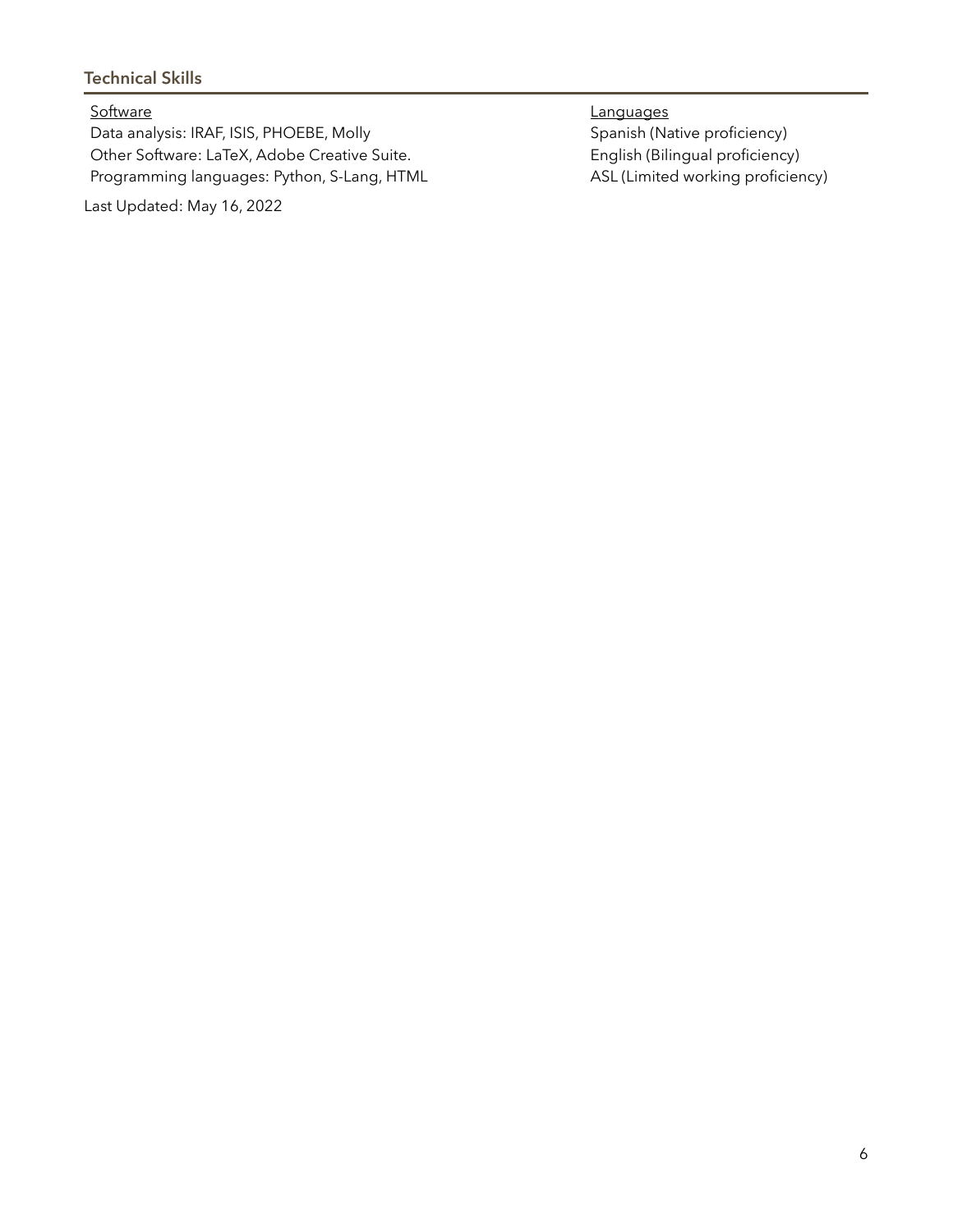## Technical Skills

Software

Data analysis: IRAF, ISIS, PHOEBE, Molly
Other Software: LaTeX, Adobe Creative Suite.
Programming languages: Python, S-Lang, HTML

Languages

Spanish (Native proficiency)
English (Bilingual proficiency)
ASL (Limited working proficiency)

Last Updated: May 16, 2022